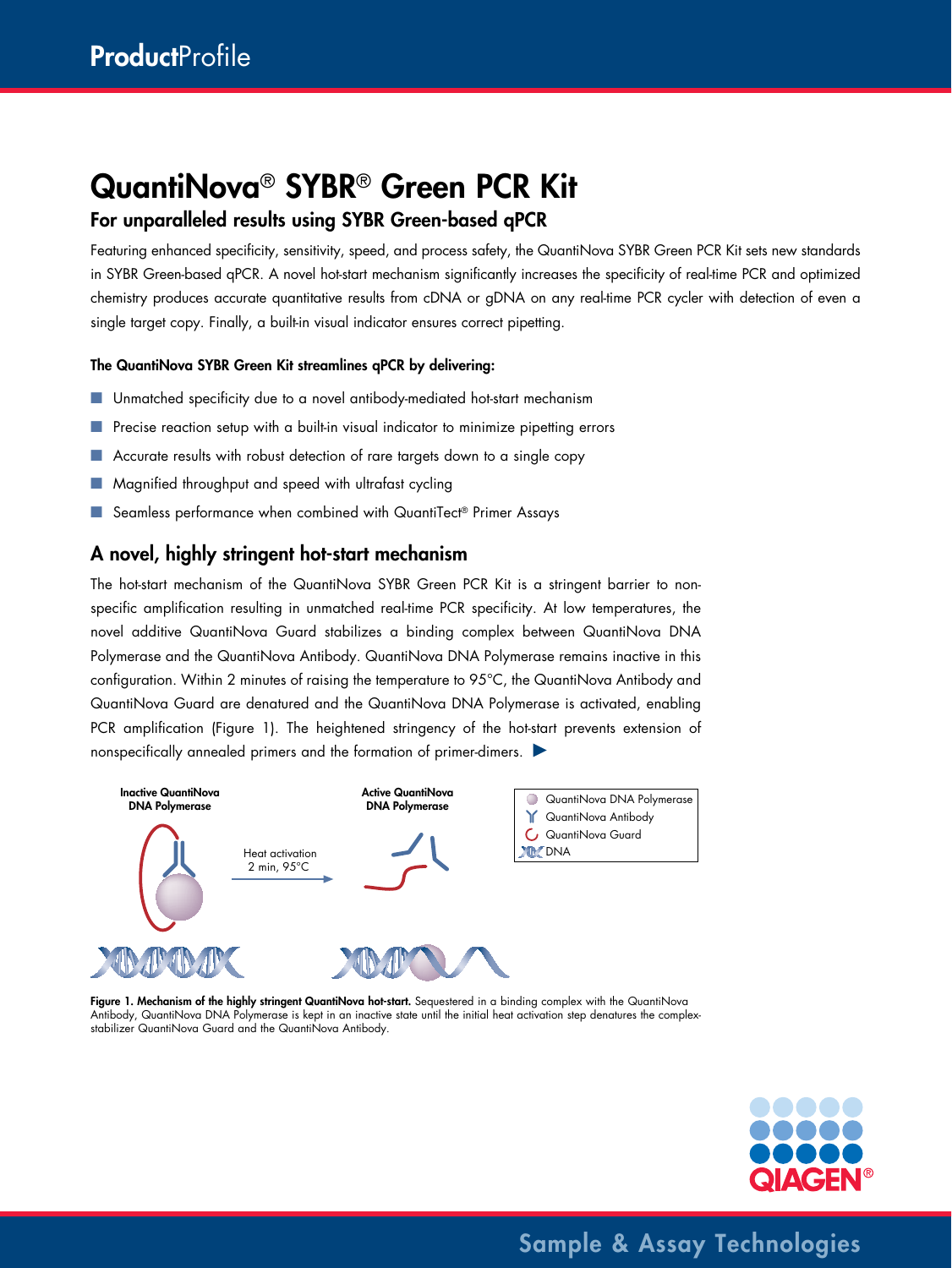# QuantiNova® SYBR® Green PCR Kit

## For unparalleled results using SYBR Green-based qPCR

Featuring enhanced specificity, sensitivity, speed, and process safety, the QuantiNova SYBR Green PCR Kit sets new standards in SYBR Green-based qPCR. A novel hot-start mechanism significantly increases the specificity of real-time PCR and optimized chemistry produces accurate quantitative results from cDNA or gDNA on any real-time PCR cycler with detection of even a single target copy. Finally, a built-in visual indicator ensures correct pipetting.

**The QuantiNova SYBR Green Kit streamlines qPCR by delivering:**

- Unmatched specificity due to a novel antibody-mediated hot-start mechanism
- Precise reaction setup with a built-in visual indicator to minimize pipetting errors
- Accurate results with robust detection of rare targets down to a single copy
- Magnified throughput and speed with ultrafast cycling
- Seamless performance when combined with QuantiTect® Primer Assays

## A novel, highly stringent hot-start mechanism

The hot-start mechanism of the QuantiNova SYBR Green PCR Kit is a stringent barrier to non-specific amplification resulting in unmatched real-time PCR specificity. At low temperatures, the novel additive QuantiNova Guard stabilizes a binding complex between QuantiNova DNA Polymerase and the QuantiNova Antibody. QuantiNova DNA Polymerase remains inactive in this configuration. Within 2 minutes of raising the temperature to 95°C, the QuantiNova Antibody and QuantiNova Guard are denatured and the QuantiNova DNA Polymerase is activated, enabling PCR amplification (Figure 1). The heightened stringency of the hot-start prevents extension of nonspecifically annealed primers and the formation of primer-dimers. ▶

Inactive QuantiNova DNA Polymerase — Heat activation 2 min, 95°C → Active QuantiNova DNA Polymerase

Legend: QuantiNova DNA Polymerase; QuantiNova Antibody; QuantiNova Guard; DNA

**Figure 1. Mechanism of the highly stringent QuantiNova hot-start.** Sequestered in a binding complex with the QuantiNova Antibody, QuantiNova DNA Polymerase is kept in an inactive state until the initial heat activation step denatures the complex-stabilizer QuantiNova Guard and the QuantiNova Antibody.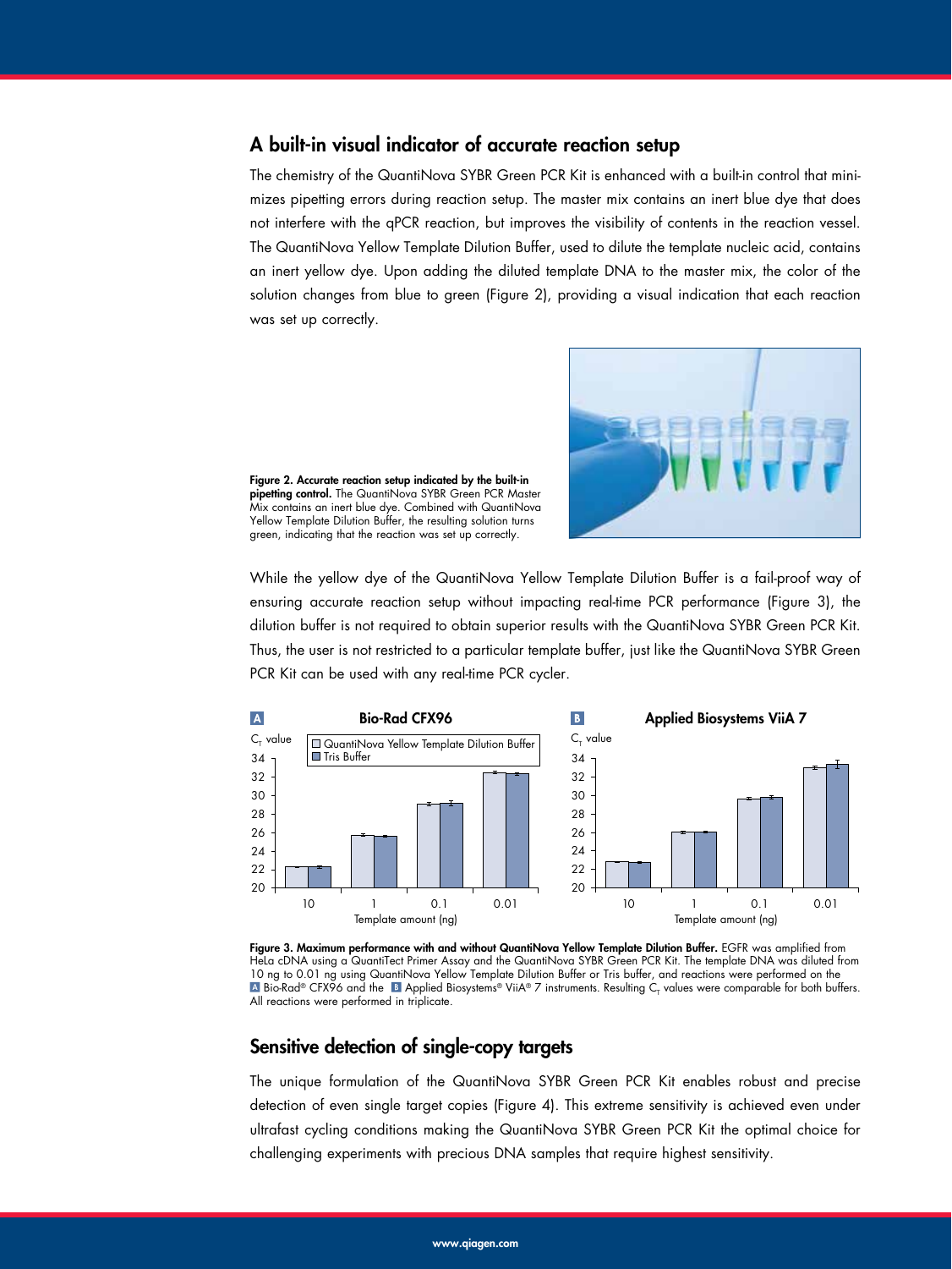## A built-in visual indicator of accurate reaction setup

The chemistry of the QuantiNova SYBR Green PCR Kit is enhanced with a built-in control that minimizes pipetting errors during reaction setup. The master mix contains an inert blue dye that does not interfere with the qPCR reaction, but improves the visibility of contents in the reaction vessel. The QuantiNova Yellow Template Dilution Buffer, used to dilute the template nucleic acid, contains an inert yellow dye. Upon adding the diluted template DNA to the master mix, the color of the solution changes from blue to green (Figure 2), providing a visual indication that each reaction was set up correctly.

**Figure 2. Accurate reaction setup indicated by the built-in pipetting control.** The QuantiNova SYBR Green PCR Master Mix contains an inert blue dye. Combined with QuantiNova Yellow Template Dilution Buffer, the resulting solution turns green, indicating that the reaction was set up correctly.

While the yellow dye of the QuantiNova Yellow Template Dilution Buffer is a fail-proof way of ensuring accurate reaction setup without impacting real-time PCR performance (Figure 3), the dilution buffer is not required to obtain superior results with the QuantiNova SYBR Green PCR Kit. Thus, the user is not restricted to a particular template buffer, just like the QuantiNova SYBR Green PCR Kit can be used with any real-time PCR cycler.

**Figure 3. Maximum performance with and without QuantiNova Yellow Template Dilution Buffer.** EGFR was amplified from HeLa cDNA using a QuantiTect Primer Assay and the QuantiNova SYBR Green PCR Kit. The template DNA was diluted from 10 ng to 0.01 ng using QuantiNova Yellow Template Dilution Buffer or Tris buffer, and reactions were performed on the **A** Bio-Rad® CFX96 and the **B** Applied Biosystems® ViiA® 7 instruments. Resulting $C_T$ values were comparable for both buffers. All reactions were performed in triplicate.

## Sensitive detection of single-copy targets

The unique formulation of the QuantiNova SYBR Green PCR Kit enables robust and precise detection of even single target copies (Figure 4). This extreme sensitivity is achieved even under ultrafast cycling conditions making the QuantiNova SYBR Green PCR Kit the optimal choice for challenging experiments with precious DNA samples that require highest sensitivity.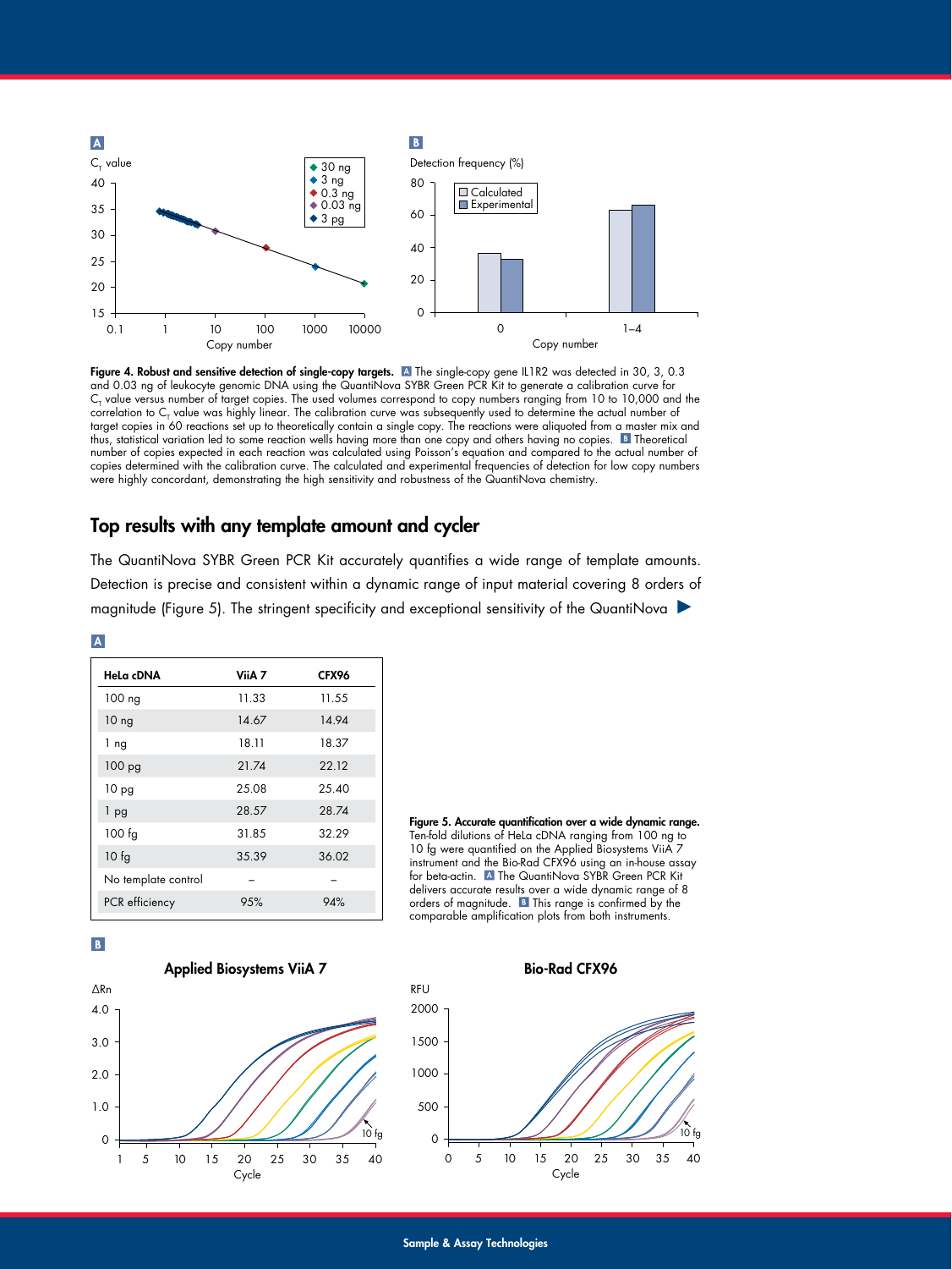**Figure 4. Robust and sensitive detection of single-copy targets.** **A** The single-copy gene IL1R2 was detected in 30, 3, 0.3 and 0.03 ng of leukocyte genomic DNA using the QuantiNova SYBR Green PCR Kit to generate a calibration curve for $C_T$ value versus number of target copies. The used volumes correspond to copy numbers ranging from 10 to 10,000 and the correlation to $C_T$ value was highly linear. The calibration curve was subsequently used to determine the actual number of target copies in 60 reactions set up to theoretically contain a single copy. The reactions were aliquoted from a master mix and thus, statistical variation led to some reaction wells having more than one copy and others having no copies. **B** Theoretical number of copies expected in each reaction was calculated using Poisson's equation and compared to the actual number of copies determined with the calibration curve. The calculated and experimental frequencies of detection for low copy numbers were highly concordant, demonstrating the high sensitivity and robustness of the QuantiNova chemistry.

## Top results with any template amount and cycler

The QuantiNova SYBR Green PCR Kit accurately quantifies a wide range of template amounts. Detection is precise and consistent within a dynamic range of input material covering 8 orders of magnitude (Figure 5). The stringent specificity and exceptional sensitivity of the QuantiNova ▶

**A**

| HeLa cDNA | ViiA 7 | CFX96 |
|---|---|---|
| 100 ng | 11.33 | 11.55 |
| 10 ng | 14.67 | 14.94 |
| 1 ng | 18.11 | 18.37 |
| 100 pg | 21.74 | 22.12 |
| 10 pg | 25.08 | 25.40 |
| 1 pg | 28.57 | 28.74 |
| 100 fg | 31.85 | 32.29 |
| 10 fg | 35.39 | 36.02 |
| No template control | – | – |
| PCR efficiency | 95% | 94% |

**Figure 5. Accurate quantification over a wide dynamic range.** Ten-fold dilutions of HeLa cDNA ranging from 100 ng to 10 fg were quantified on the Applied Biosystems ViiA 7 instrument and the Bio-Rad CFX96 using an in-house assay for beta-actin. **A** The QuantiNova SYBR Green PCR Kit delivers accurate results over a wide dynamic range of 8 orders of magnitude. **B** This range is confirmed by the comparable amplification plots from both instruments.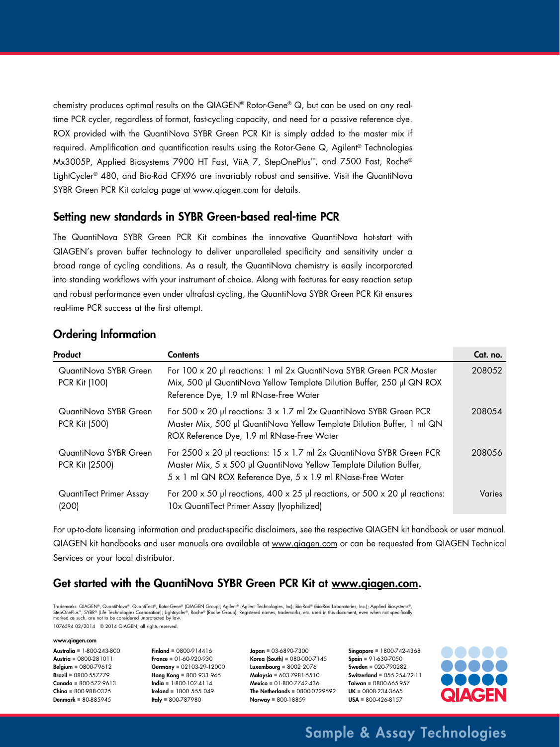chemistry produces optimal results on the QIAGEN® Rotor-Gene® Q, but can be used on any real-time PCR cycler, regardless of format, fast-cycling capacity, and need for a passive reference dye. ROX provided with the QuantiNova SYBR Green PCR Kit is simply added to the master mix if required. Amplification and quantification results using the Rotor-Gene Q, Agilent® Technologies Mx3005P, Applied Biosystems 7900 HT Fast, ViiA 7, StepOnePlus™, and 7500 Fast, Roche® LightCycler® 480, and Bio-Rad CFX96 are invariably robust and sensitive. Visit the QuantiNova SYBR Green PCR Kit catalog page at www.qiagen.com for details.

## Setting new standards in SYBR Green-based real-time PCR

The QuantiNova SYBR Green PCR Kit combines the innovative QuantiNova hot-start with QIAGEN's proven buffer technology to deliver unparalleled specificity and sensitivity under a broad range of cycling conditions. As a result, the QuantiNova chemistry is easily incorporated into standing workflows with your instrument of choice. Along with features for easy reaction setup and robust performance even under ultrafast cycling, the QuantiNova SYBR Green PCR Kit ensures real-time PCR success at the first attempt.

## Ordering Information

| Product | Contents | Cat. no. |
|---|---|---|
| QuantiNova SYBR Green PCR Kit (100) | For 100 x 20 µl reactions: 1 ml 2x QuantiNova SYBR Green PCR Master Mix, 500 µl QuantiNova Yellow Template Dilution Buffer, 250 µl QN ROX Reference Dye, 1.9 ml RNase-Free Water | 208052 |
| QuantiNova SYBR Green PCR Kit (500) | For 500 x 20 µl reactions: 3 x 1.7 ml 2x QuantiNova SYBR Green PCR Master Mix, 500 µl QuantiNova Yellow Template Dilution Buffer, 1 ml QN ROX Reference Dye, 1.9 ml RNase-Free Water | 208054 |
| QuantiNova SYBR Green PCR Kit (2500) | For 2500 x 20 µl reactions: 15 x 1.7 ml 2x QuantiNova SYBR Green PCR Master Mix, 5 x 500 µl QuantiNova Yellow Template Dilution Buffer, 5 x 1 ml QN ROX Reference Dye, 5 x 1.9 ml RNase-Free Water | 208056 |
| QuantiTect Primer Assay (200) | For 200 x 50 µl reactions, 400 x 25 µl reactions, or 500 x 20 µl reactions: 10x QuantiTect Primer Assay (lyophilized) | Varies |

For up-to-date licensing information and product-specific disclaimers, see the respective QIAGEN kit handbook or user manual. QIAGEN kit handbooks and user manuals are available at www.qiagen.com or can be requested from QIAGEN Technical Services or your local distributor.

## Get started with the QuantiNova SYBR Green PCR Kit at www.qiagen.com.

Trademarks: QIAGEN®, QuantiNova®, QuantiTect®, Rotor-Gene® (QIAGEN Group); Agilent® (Agilent Technologies, Inc); Bio-Rad® (Bio-Rad Laboratories, Inc.); Applied Biosystems®, StepOnePlus™, SYBR® (Life Technologies Corporation); Lightcycler®, Roche® (Roche Group). Registered names, trademarks, etc. used in this document, even when not specifically marked as such, are not to be considered unprotected by law.

1076594 02/2014 © 2014 QIAGEN, all rights reserved.

www.qiagen.com

**Australia** ■ 1-800-243-800
**Austria** ■ 0800-281011
**Belgium** ■ 0800-79612
**Brazil** ■ 0800-557779
**Canada** ■ 800-572-9613
**China** ■ 800-988-0325
**Denmark** ■ 80-885945
**Finland** ■ 0800-914416
**France** ■ 01-60-920-930
**Germany** ■ 02103-29-12000
**Hong Kong** ■ 800 933 965
**India** ■ 1-800-102-4114
**Ireland** ■ 1800 555 049
**Italy** ■ 800-787980
**Japan** ■ 03-6890-7300
**Korea (South)** ■ 080-000-7145
**Luxembourg** ■ 8002 2076
**Malaysia** ■ 603-7981-5510
**Mexico** ■ 01-800-7742-436
**The Netherlands** ■ 0800-0229592
**Norway** ■ 800-18859
**Singapore** ■ 1800-742-4368
**Spain** ■ 91-630-7050
**Sweden** ■ 020-790282
**Switzerland** ■ 055-254-22-11
**Taiwan** ■ 0800-665-957
**UK** ■ 0808-234-3665
**USA** ■ 800-426-8157

QIAGEN

Sample & Assay Technologies